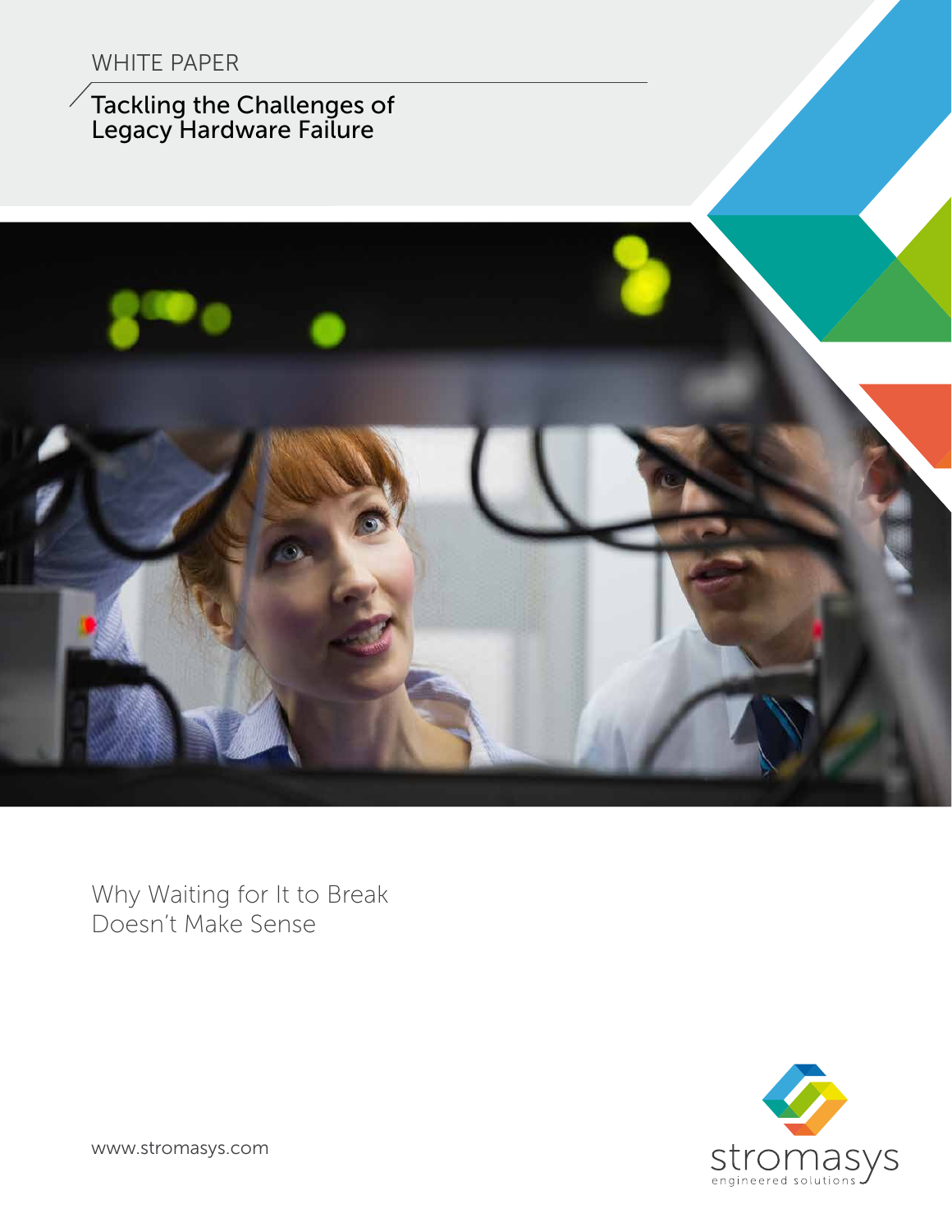WHITE PAPER

# Tackling the Challenges of Legacy Hardware Failure

## Why Waiting for It to Break Doesn't Make Sense

www.stromasys.com

stromasys
engineered solutions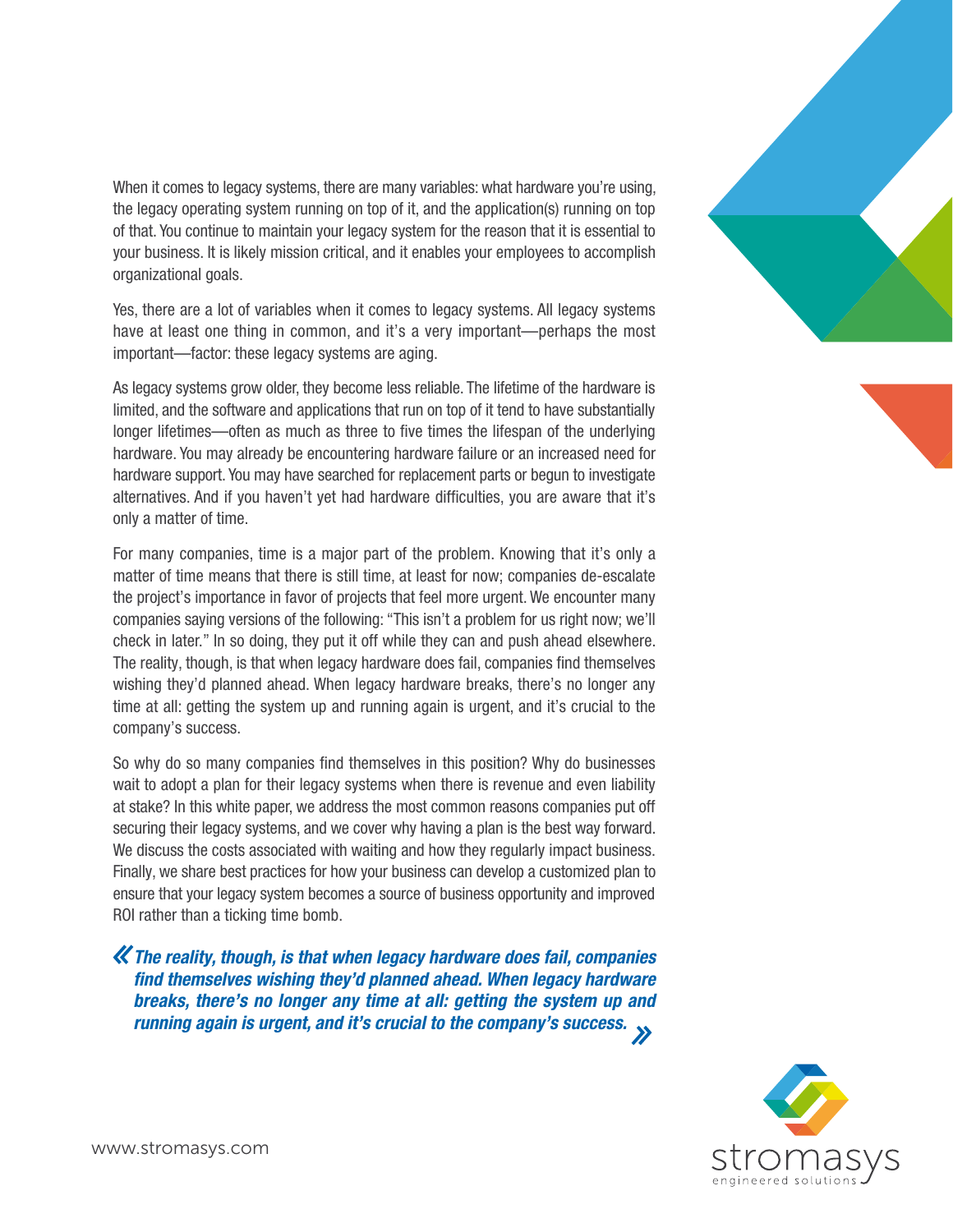When it comes to legacy systems, there are many variables: what hardware you're using, the legacy operating system running on top of it, and the application(s) running on top of that. You continue to maintain your legacy system for the reason that it is essential to your business. It is likely mission critical, and it enables your employees to accomplish organizational goals.

Yes, there are a lot of variables when it comes to legacy systems. All legacy systems have at least one thing in common, and it's a very important—perhaps the most important—factor: these legacy systems are aging.

As legacy systems grow older, they become less reliable. The lifetime of the hardware is limited, and the software and applications that run on top of it tend to have substantially longer lifetimes—often as much as three to five times the lifespan of the underlying hardware. You may already be encountering hardware failure or an increased need for hardware support. You may have searched for replacement parts or begun to investigate alternatives. And if you haven't yet had hardware difficulties, you are aware that it's only a matter of time.

For many companies, time is a major part of the problem. Knowing that it's only a matter of time means that there is still time, at least for now; companies de-escalate the project's importance in favor of projects that feel more urgent. We encounter many companies saying versions of the following: "This isn't a problem for us right now; we'll check in later." In so doing, they put it off while they can and push ahead elsewhere. The reality, though, is that when legacy hardware does fail, companies find themselves wishing they'd planned ahead. When legacy hardware breaks, there's no longer any time at all: getting the system up and running again is urgent, and it's crucial to the company's success.

So why do so many companies find themselves in this position? Why do businesses wait to adopt a plan for their legacy systems when there is revenue and even liability at stake? In this white paper, we address the most common reasons companies put off securing their legacy systems, and we cover why having a plan is the best way forward. We discuss the costs associated with waiting and how they regularly impact business. Finally, we share best practices for how your business can develop a customized plan to ensure that your legacy system becomes a source of business opportunity and improved ROI rather than a ticking time bomb.

> ***«The reality, though, is that when legacy hardware does fail, companies find themselves wishing they'd planned ahead. When legacy hardware breaks, there's no longer any time at all: getting the system up and running again is urgent, and it's crucial to the company's success.»***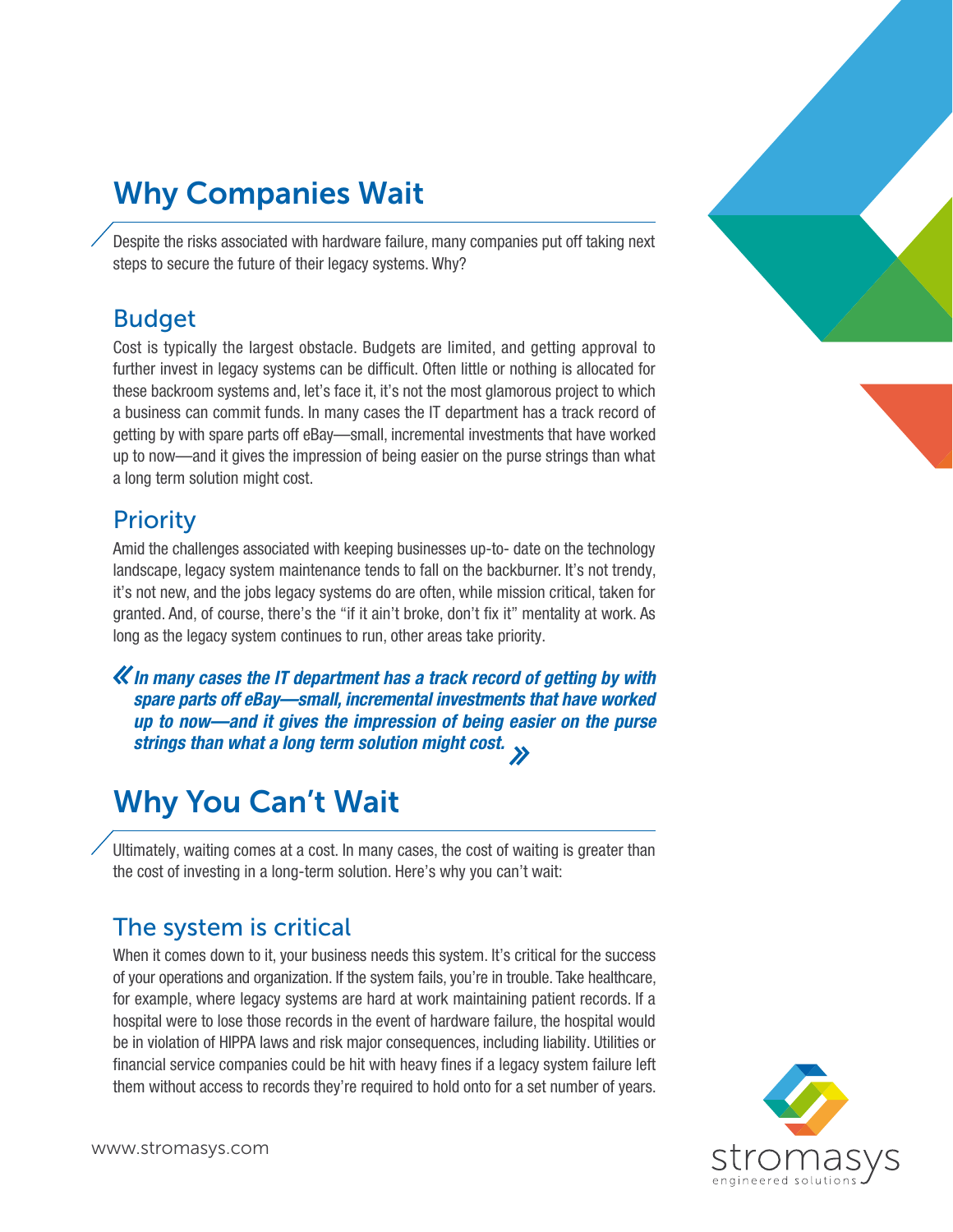## Why Companies Wait

Despite the risks associated with hardware failure, many companies put off taking next steps to secure the future of their legacy systems. Why?

### Budget

Cost is typically the largest obstacle. Budgets are limited, and getting approval to further invest in legacy systems can be difficult. Often little or nothing is allocated for these backroom systems and, let's face it, it's not the most glamorous project to which a business can commit funds. In many cases the IT department has a track record of getting by with spare parts off eBay—small, incremental investments that have worked up to now—and it gives the impression of being easier on the purse strings than what a long term solution might cost.

### Priority

Amid the challenges associated with keeping businesses up-to- date on the technology landscape, legacy system maintenance tends to fall on the backburner. It's not trendy, it's not new, and the jobs legacy systems do are often, while mission critical, taken for granted. And, of course, there's the "if it ain't broke, don't fix it" mentality at work. As long as the legacy system continues to run, other areas take priority.

> ***In many cases the IT department has a track record of getting by with spare parts off eBay—small, incremental investments that have worked up to now—and it gives the impression of being easier on the purse strings than what a long term solution might cost.***

## Why You Can't Wait

Ultimately, waiting comes at a cost. In many cases, the cost of waiting is greater than the cost of investing in a long-term solution. Here's why you can't wait:

### The system is critical

When it comes down to it, your business needs this system. It's critical for the success of your operations and organization. If the system fails, you're in trouble. Take healthcare, for example, where legacy systems are hard at work maintaining patient records. If a hospital were to lose those records in the event of hardware failure, the hospital would be in violation of HIPPA laws and risk major consequences, including liability. Utilities or financial service companies could be hit with heavy fines if a legacy system failure left them without access to records they're required to hold onto for a set number of years.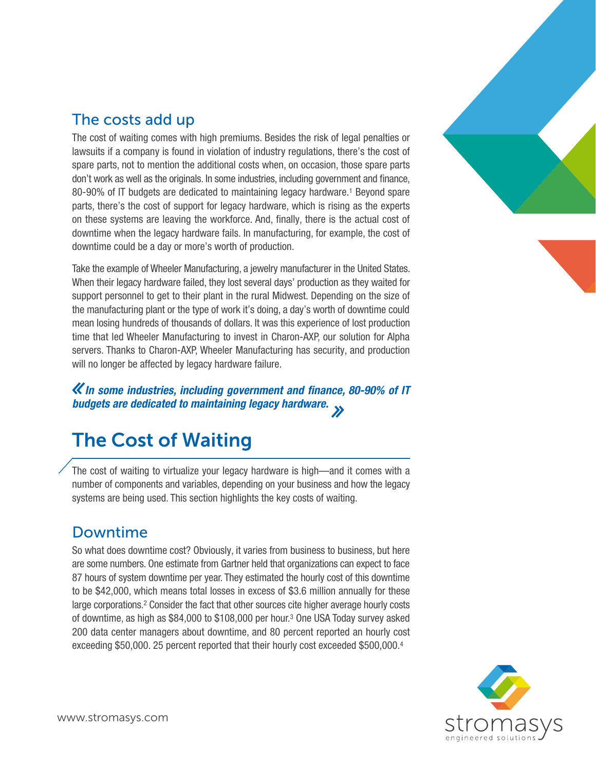## The costs add up

The cost of waiting comes with high premiums. Besides the risk of legal penalties or lawsuits if a company is found in violation of industry regulations, there's the cost of spare parts, not to mention the additional costs when, on occasion, those spare parts don't work as well as the originals. In some industries, including government and finance, 80-90% of IT budgets are dedicated to maintaining legacy hardware.[1] Beyond spare parts, there's the cost of support for legacy hardware, which is rising as the experts on these systems are leaving the workforce. And, finally, there is the actual cost of downtime when the legacy hardware fails. In manufacturing, for example, the cost of downtime could be a day or more's worth of production.

Take the example of Wheeler Manufacturing, a jewelry manufacturer in the United States. When their legacy hardware failed, they lost several days' production as they waited for support personnel to get to their plant in the rural Midwest. Depending on the size of the manufacturing plant or the type of work it's doing, a day's worth of downtime could mean losing hundreds of thousands of dollars. It was this experience of lost production time that led Wheeler Manufacturing to invest in Charon-AXP, our solution for Alpha servers. Thanks to Charon-AXP, Wheeler Manufacturing has security, and production will no longer be affected by legacy hardware failure.

> ***In some industries, including government and finance, 80-90% of IT budgets are dedicated to maintaining legacy hardware.***

# The Cost of Waiting

The cost of waiting to virtualize your legacy hardware is high—and it comes with a number of components and variables, depending on your business and how the legacy systems are being used. This section highlights the key costs of waiting.

## Downtime

So what does downtime cost? Obviously, it varies from business to business, but here are some numbers. One estimate from Gartner held that organizations can expect to face 87 hours of system downtime per year. They estimated the hourly cost of this downtime to be $42,000, which means total losses in excess of $3.6 million annually for these large corporations.[2] Consider the fact that other sources cite higher average hourly costs of downtime, as high as $84,000 to $108,000 per hour.[3] One USA Today survey asked 200 data center managers about downtime, and 80 percent reported an hourly cost exceeding $50,000. 25 percent reported that their hourly cost exceeded $500,000.[4]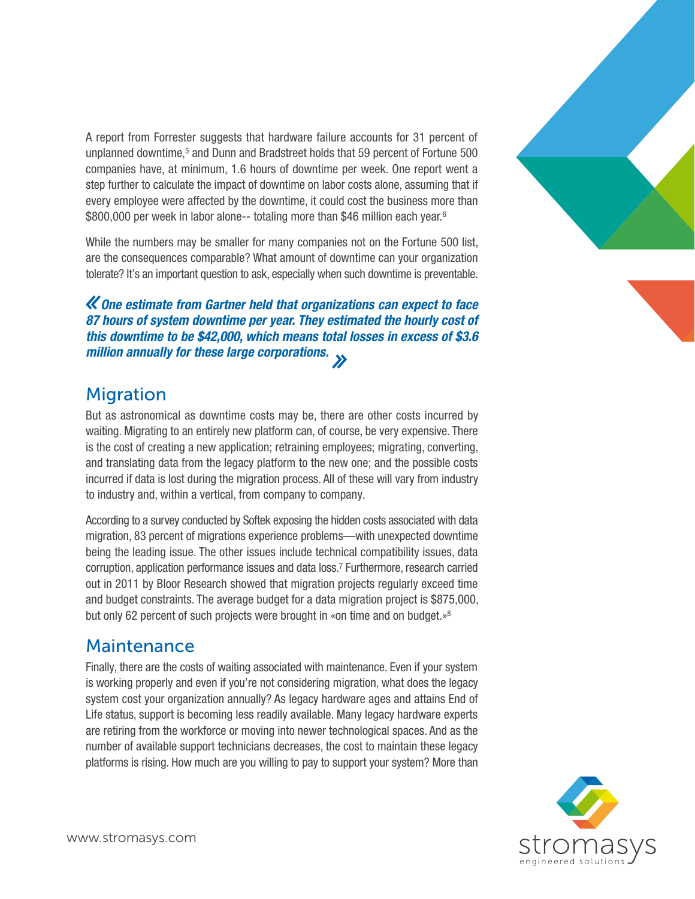A report from Forrester suggests that hardware failure accounts for 31 percent of unplanned downtime,[5] and Dunn and Bradstreet holds that 59 percent of Fortune 500 companies have, at minimum, 1.6 hours of downtime per week. One report went a step further to calculate the impact of downtime on labor costs alone, assuming that if every employee were affected by the downtime, it could cost the business more than $800,000 per week in labor alone-- totaling more than $46 million each year.[6]

While the numbers may be smaller for many companies not on the Fortune 500 list, are the consequences comparable? What amount of downtime can your organization tolerate? It's an important question to ask, especially when such downtime is preventable.

> ***« One estimate from Gartner held that organizations can expect to face 87 hours of system downtime per year. They estimated the hourly cost of this downtime to be $42,000, which means total losses in excess of $3.6 million annually for these large corporations. »***

## Migration

But as astronomical as downtime costs may be, there are other costs incurred by waiting. Migrating to an entirely new platform can, of course, be very expensive. There is the cost of creating a new application; retraining employees; migrating, converting, and translating data from the legacy platform to the new one; and the possible costs incurred if data is lost during the migration process. All of these will vary from industry to industry and, within a vertical, from company to company.

According to a survey conducted by Softek exposing the hidden costs associated with data migration, 83 percent of migrations experience problems—with unexpected downtime being the leading issue. The other issues include technical compatibility issues, data corruption, application performance issues and data loss.[7] Furthermore, research carried out in 2011 by Bloor Research showed that migration projects regularly exceed time and budget constraints. The average budget for a data migration project is $875,000, but only 62 percent of such projects were brought in «on time and on budget.»[8]

## Maintenance

Finally, there are the costs of waiting associated with maintenance. Even if your system is working properly and even if you're not considering migration, what does the legacy system cost your organization annually? As legacy hardware ages and attains End of Life status, support is becoming less readily available. Many legacy hardware experts are retiring from the workforce or moving into newer technological spaces. And as the number of available support technicians decreases, the cost to maintain these legacy platforms is rising. How much are you willing to pay to support your system? More than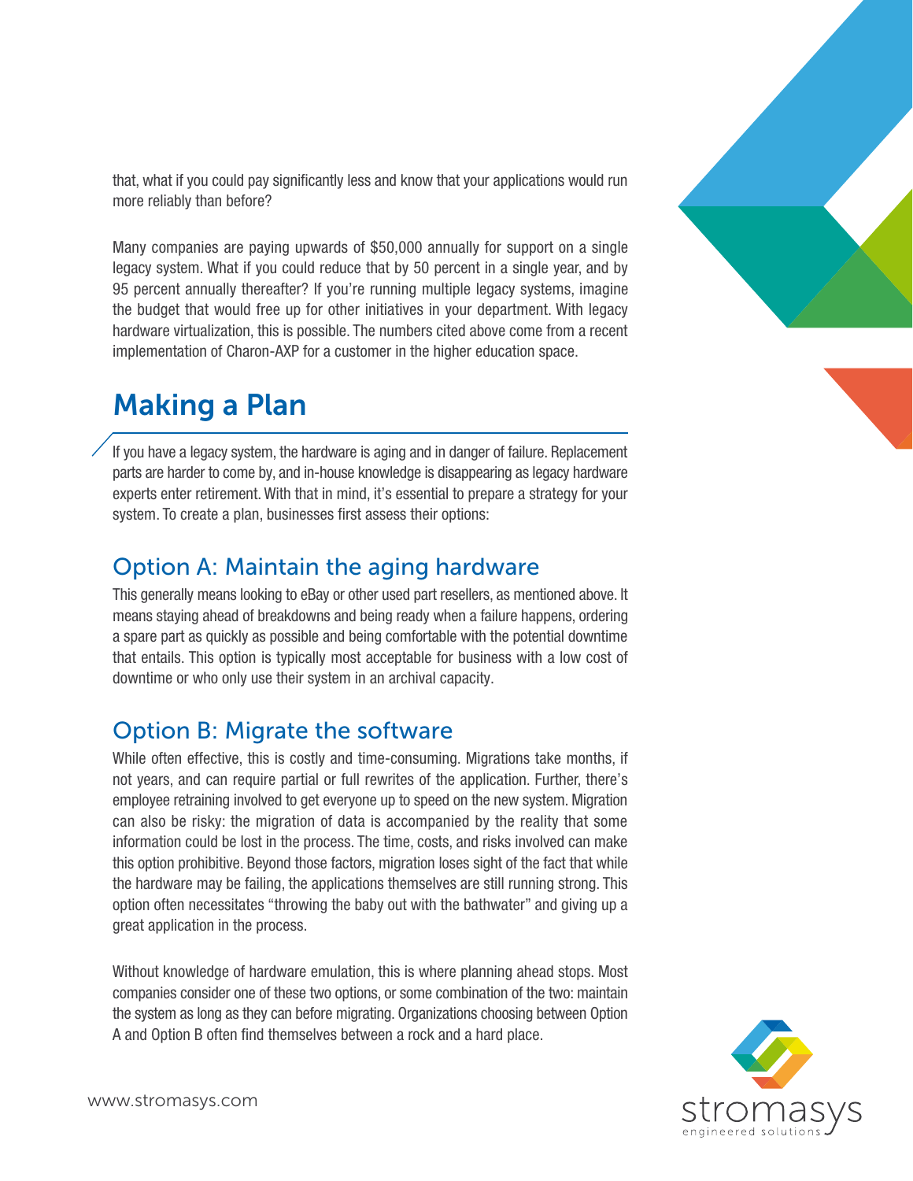that, what if you could pay significantly less and know that your applications would run more reliably than before?

Many companies are paying upwards of $50,000 annually for support on a single legacy system. What if you could reduce that by 50 percent in a single year, and by 95 percent annually thereafter? If you're running multiple legacy systems, imagine the budget that would free up for other initiatives in your department. With legacy hardware virtualization, this is possible. The numbers cited above come from a recent implementation of Charon-AXP for a customer in the higher education space.

## Making a Plan

If you have a legacy system, the hardware is aging and in danger of failure. Replacement parts are harder to come by, and in-house knowledge is disappearing as legacy hardware experts enter retirement. With that in mind, it's essential to prepare a strategy for your system. To create a plan, businesses first assess their options:

### Option A: Maintain the aging hardware

This generally means looking to eBay or other used part resellers, as mentioned above. It means staying ahead of breakdowns and being ready when a failure happens, ordering a spare part as quickly as possible and being comfortable with the potential downtime that entails. This option is typically most acceptable for business with a low cost of downtime or who only use their system in an archival capacity.

### Option B: Migrate the software

While often effective, this is costly and time-consuming. Migrations take months, if not years, and can require partial or full rewrites of the application. Further, there's employee retraining involved to get everyone up to speed on the new system. Migration can also be risky: the migration of data is accompanied by the reality that some information could be lost in the process. The time, costs, and risks involved can make this option prohibitive. Beyond those factors, migration loses sight of the fact that while the hardware may be failing, the applications themselves are still running strong. This option often necessitates "throwing the baby out with the bathwater" and giving up a great application in the process.

Without knowledge of hardware emulation, this is where planning ahead stops. Most companies consider one of these two options, or some combination of the two: maintain the system as long as they can before migrating. Organizations choosing between Option A and Option B often find themselves between a rock and a hard place.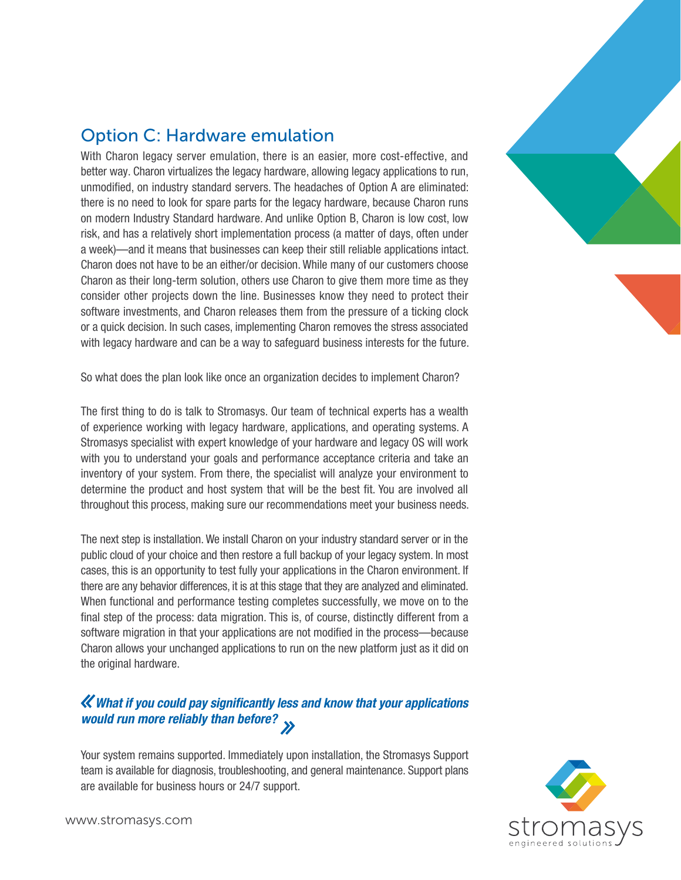## Option C: Hardware emulation

With Charon legacy server emulation, there is an easier, more cost-effective, and better way. Charon virtualizes the legacy hardware, allowing legacy applications to run, unmodified, on industry standard servers. The headaches of Option A are eliminated: there is no need to look for spare parts for the legacy hardware, because Charon runs on modern Industry Standard hardware. And unlike Option B, Charon is low cost, low risk, and has a relatively short implementation process (a matter of days, often under a week)—and it means that businesses can keep their still reliable applications intact. Charon does not have to be an either/or decision. While many of our customers choose Charon as their long-term solution, others use Charon to give them more time as they consider other projects down the line. Businesses know they need to protect their software investments, and Charon releases them from the pressure of a ticking clock or a quick decision. In such cases, implementing Charon removes the stress associated with legacy hardware and can be a way to safeguard business interests for the future.

So what does the plan look like once an organization decides to implement Charon?

The first thing to do is talk to Stromasys. Our team of technical experts has a wealth of experience working with legacy hardware, applications, and operating systems. A Stromasys specialist with expert knowledge of your hardware and legacy OS will work with you to understand your goals and performance acceptance criteria and take an inventory of your system. From there, the specialist will analyze your environment to determine the product and host system that will be the best fit. You are involved all throughout this process, making sure our recommendations meet your business needs.

The next step is installation. We install Charon on your industry standard server or in the public cloud of your choice and then restore a full backup of your legacy system. In most cases, this is an opportunity to test fully your applications in the Charon environment. If there are any behavior differences, it is at this stage that they are analyzed and eliminated. When functional and performance testing completes successfully, we move on to the final step of the process: data migration. This is, of course, distinctly different from a software migration in that your applications are not modified in the process—because Charon allows your unchanged applications to run on the new platform just as it did on the original hardware.

***« What if you could pay significantly less and know that your applications would run more reliably than before? »***

Your system remains supported. Immediately upon installation, the Stromasys Support team is available for diagnosis, troubleshooting, and general maintenance. Support plans are available for business hours or 24/7 support.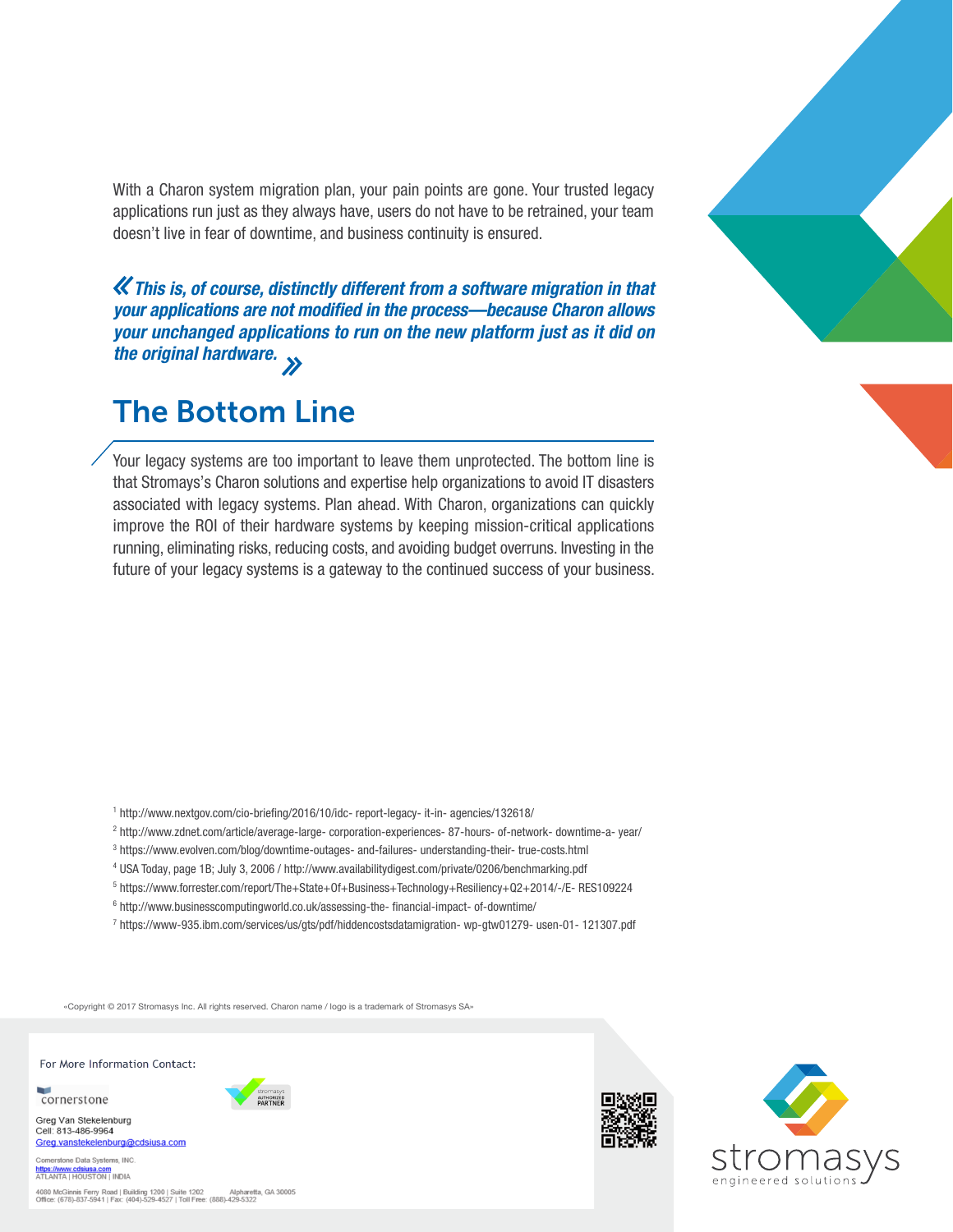With a Charon system migration plan, your pain points are gone. Your trusted legacy applications run just as they always have, users do not have to be retrained, your team doesn't live in fear of downtime, and business continuity is ensured.

> ***This is, of course, distinctly different from a software migration in that your applications are not modified in the process—because Charon allows your unchanged applications to run on the new platform just as it did on the original hardware.***

## The Bottom Line

Your legacy systems are too important to leave them unprotected. The bottom line is that Stromays's Charon solutions and expertise help organizations to avoid IT disasters associated with legacy systems. Plan ahead. With Charon, organizations can quickly improve the ROI of their hardware systems by keeping mission-critical applications running, eliminating risks, reducing costs, and avoiding budget overruns. Investing in the future of your legacy systems is a gateway to the continued success of your business.

[1] http://www.nextgov.com/cio-briefing/2016/10/idc- report-legacy- it-in- agencies/132618/
[2] http://www.zdnet.com/article/average-large- corporation-experiences- 87-hours- of-network- downtime-a- year/
[3] https://www.evolven.com/blog/downtime-outages- and-failures- understanding-their- true-costs.html
[4] USA Today, page 1B; July 3, 2006 / http://www.availabilitydigest.com/private/0206/benchmarking.pdf
[5] https://www.forrester.com/report/The+State+Of+Business+Technology+Resiliency+Q2+2014/-/E- RES109224
[6] http://www.businesscomputingworld.co.uk/assessing-the- financial-impact- of-downtime/
[7] https://www-935.ibm.com/services/us/gts/pdf/hiddencostsdatamigration- wp-gtw01279- usen-01- 121307.pdf

«Copyright © 2017 Stromasys Inc. All rights reserved. Charon name / logo is a trademark of Stromasys SA»

For More Information Contact:

cornerstone

Greg Van Stekelenburg
Cell: 813-486-9964
Greg.vanstekelenburg@cdsiusa.com

Cornerstone Data Systems, INC.
https://www.cdsiusa.com
ATLANTA | HOUSTON | INDIA

4080 McGinnis Ferry Road | Building 1200 | Suite 1202 Alpharetta, GA 30005
Office: (678)-837-5941 | Fax: (404)-529-4527 | Toll Free: (888)-429-5322

stromasys AUTHORIZED PARTNER

stromasys
engineered solutions